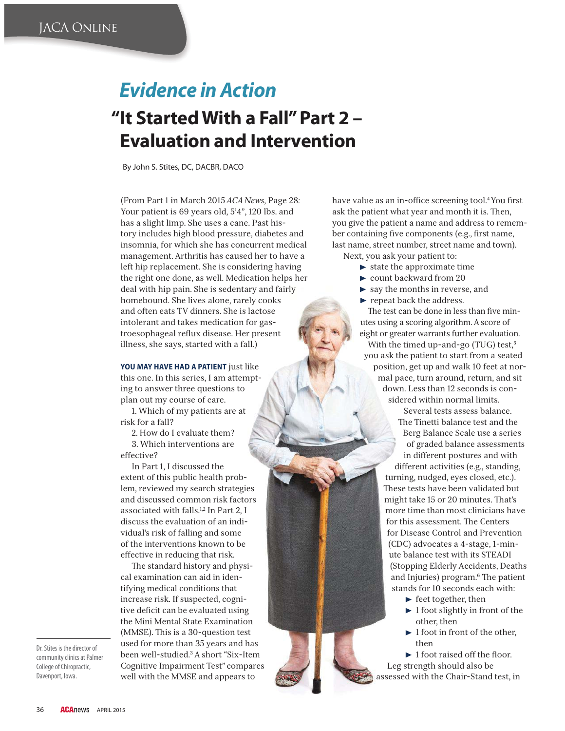## *Evidence in Action*

# "It Started With a Fall" Part 2 – Evaluation and Intervention

By John S. Stites, DC, DACBR, DACO

(From Part 1 in March 2015 *ACA News*, Page 28: Your patient is 69 years old, 5'4", 120 lbs. and has a slight limp. She uses a cane. Past history includes high blood pressure, diabetes and insomnia, for which she has concurrent medical management. Arthritis has caused her to have a left hip replacement. She is considering having the right one done, as well. Medication helps her deal with hip pain. She is sedentary and fairly homebound. She lives alone, rarely cooks and often eats TV dinners. She is lactose intolerant and takes medication for gastroesophageal reflux disease. Her present illness, she says, started with a fall.)

**YOU MAY HAVE HAD A PATIENT** just like this one. In this series, I am attempting to answer three questions to plan out my course of care.

1. Which of my patients are at risk for a fall?
2. How do I evaluate them?
3. Which interventions are effective?

In Part 1, I discussed the extent of this public health problem, reviewed my search strategies and discussed common risk factors associated with falls.[1,2] In Part 2, I discuss the evaluation of an individual's risk of falling and some of the interventions known to be effective in reducing that risk.

The standard history and physical examination can aid in identifying medical conditions that increase risk. If suspected, cognitive deficit can be evaluated using the Mini Mental State Examination (MMSE). This is a 30-question test used for more than 35 years and has been well-studied.[3] A short "Six-Item Cognitive Impairment Test" compares well with the MMSE and appears to have value as an in-office screening tool.[4] You first ask the patient what year and month it is. Then, you give the patient a name and address to remember containing five components (e.g., first name, last name, street number, street name and town).

Next, you ask your patient to:

- state the approximate time
- count backward from 20
- say the months in reverse, and
- repeat back the address.

The test can be done in less than five minutes using a scoring algorithm. A score of eight or greater warrants further evaluation.

With the timed up-and-go (TUG) test,[5] you ask the patient to start from a seated position, get up and walk 10 feet at normal pace, turn around, return, and sit down. Less than 12 seconds is considered within normal limits.

Several tests assess balance. The Tinetti balance test and the Berg Balance Scale use a series of graded balance assessments in different postures and with different activities (e.g., standing, turning, nudged, eyes closed, etc.). These tests have been validated but might take 15 or 20 minutes. That's more time than most clinicians have for this assessment. The Centers for Disease Control and Prevention (CDC) advocates a 4-stage, 1-minute balance test with its STEADI (Stopping Elderly Accidents, Deaths and Injuries) program.[6] The patient stands for 10 seconds each with:

- feet together, then
- 1 foot slightly in front of the other, then
- 1 foot in front of the other, then
- 1 foot raised off the floor.

Leg strength should also be assessed with the Chair-Stand test, in

Dr. Stites is the director of community clinics at Palmer College of Chiropractic, Davenport, Iowa.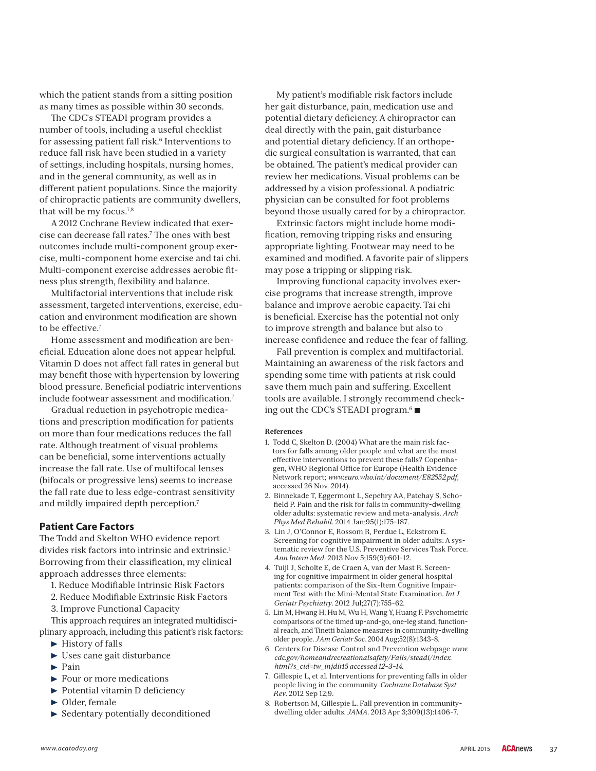which the patient stands from a sitting position as many times as possible within 30 seconds.

The CDC's STEADI program provides a number of tools, including a useful checklist for assessing patient fall risk.[6] Interventions to reduce fall risk have been studied in a variety of settings, including hospitals, nursing homes, and in the general community, as well as in different patient populations. Since the majority of chiropractic patients are community dwellers, that will be my focus.[7,8]

A 2012 Cochrane Review indicated that exercise can decrease fall rates.[7] The ones with best outcomes include multi-component group exercise, multi-component home exercise and tai chi. Multi-component exercise addresses aerobic fitness plus strength, flexibility and balance.

Multifactorial interventions that include risk assessment, targeted interventions, exercise, education and environment modification are shown to be effective.[7]

Home assessment and modification are beneficial. Education alone does not appear helpful. Vitamin D does not affect fall rates in general but may benefit those with hypertension by lowering blood pressure. Beneficial podiatric interventions include footwear assessment and modification.[7]

Gradual reduction in psychotropic medications and prescription modification for patients on more than four medications reduces the fall rate. Although treatment of visual problems can be beneficial, some interventions actually increase the fall rate. Use of multifocal lenses (bifocals or progressive lens) seems to increase the fall rate due to less edge-contrast sensitivity and mildly impaired depth perception.[7]

## Patient Care Factors

The Todd and Skelton WHO evidence report divides risk factors into intrinsic and extrinsic.[1] Borrowing from their classification, my clinical approach addresses three elements:

1. Reduce Modifiable Intrinsic Risk Factors
2. Reduce Modifiable Extrinsic Risk Factors
3. Improve Functional Capacity

This approach requires an integrated multidisciplinary approach, including this patient's risk factors:

- History of falls
- Uses cane gait disturbance
- Pain
- Four or more medications
- Potential vitamin D deficiency
- Older, female
- Sedentary potentially deconditioned

My patient's modifiable risk factors include her gait disturbance, pain, medication use and potential dietary deficiency. A chiropractor can deal directly with the pain, gait disturbance and potential dietary deficiency. If an orthopedic surgical consultation is warranted, that can be obtained. The patient's medical provider can review her medications. Visual problems can be addressed by a vision professional. A podiatric physician can be consulted for foot problems beyond those usually cared for by a chiropractor.

Extrinsic factors might include home modification, removing tripping risks and ensuring appropriate lighting. Footwear may need to be examined and modified. A favorite pair of slippers may pose a tripping or slipping risk.

Improving functional capacity involves exercise programs that increase strength, improve balance and improve aerobic capacity. Tai chi is beneficial. Exercise has the potential not only to improve strength and balance but also to increase confidence and reduce the fear of falling.

Fall prevention is complex and multifactorial. Maintaining an awareness of the risk factors and spending some time with patients at risk could save them much pain and suffering. Excellent tools are available. I strongly recommend checking out the CDC's STEADI program.[6] ■

**References**

1. Todd C, Skelton D. (2004) What are the main risk factors for falls among older people and what are the most effective interventions to prevent these falls? Copenhagen, WHO Regional Office for Europe (Health Evidence Network report; *www.euro.who.int/document/E82552.pdf*, accessed 26 Nov. 2014).
2. Binnekade T, Eggermont L, Sepehry AA, Patchay S, Schofield P. Pain and the risk for falls in community-dwelling older adults: systematic review and meta-analysis. *Arch Phys Med Rehabil*. 2014 Jan;95(1):175-187.
3. Lin J, O'Connor E, Rossom R, Perdue L, Eckstrom E. Screening for cognitive impairment in older adults: A systematic review for the U.S. Preventive Services Task Force. *Ann Intern Med*. 2013 Nov 5;159(9):601-12.
4. Tuijl J, Scholte E, de Craen A, van der Mast R. Screening for cognitive impairment in older general hospital patients: comparison of the Six-Item Cognitive Impairment Test with the Mini-Mental State Examination. *Int J Geriatr Psychiatry*. 2012 Jul;27(7):755-62.
5. Lin M, Hwang H, Hu M, Wu H, Wang Y, Huang F. Psychometric comparisons of the timed up-and-go, one-leg stand, functional reach, and Tinetti balance measures in community-dwelling older people. *J Am Geriatr Soc*. 2004 Aug;52(8):1343-8.
6. Centers for Disease Control and Prevention webpage *www.cdc.gov/homeandrecreationalsafety/Falls/steadi/index.html?s_cid=tw_injdir15 accessed 12-3-14*.
7. Gillespie L, et al. Interventions for preventing falls in older people living in the community. *Cochrane Database Syst Rev*. 2012 Sep 12;9.
8. Robertson M, Gillespie L. Fall prevention in community-dwelling older adults. *JAMA*. 2013 Apr 3;309(13):1406-7.